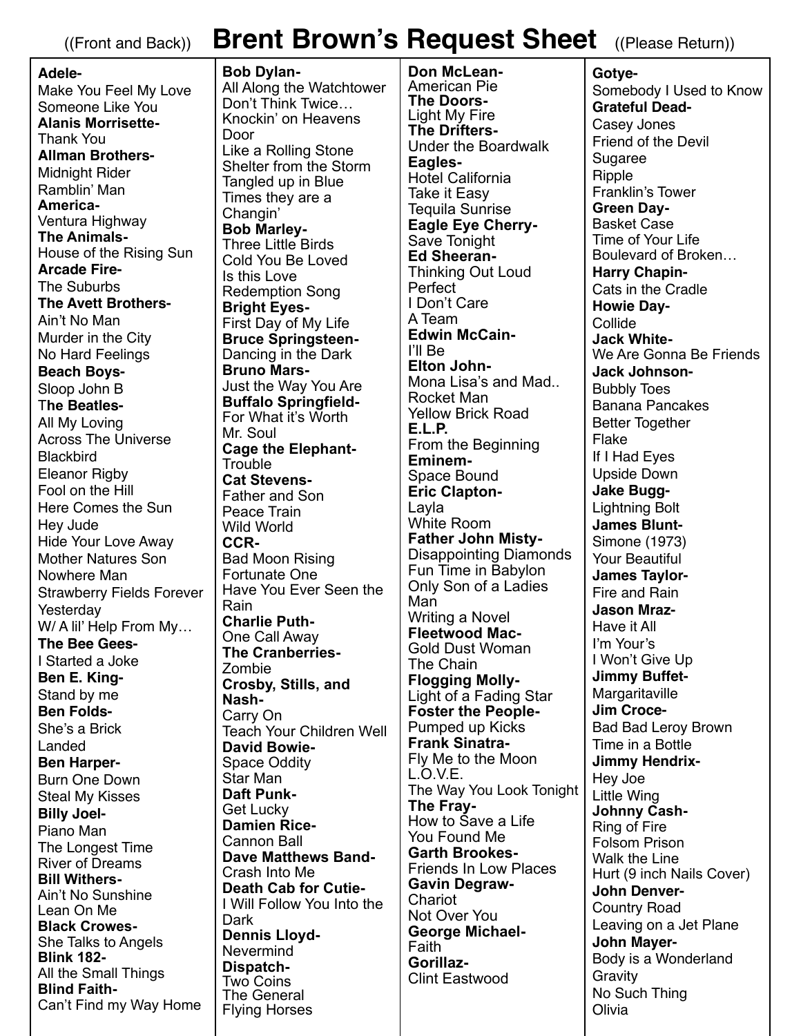((Front and Back)) **Brent Brown's Request Sheet** ((Please Return))

**Adele-**
Make You Feel My Love
Someone Like You
**Alanis Morrisette-**
Thank You
**Allman Brothers-**
Midnight Rider
Ramblin' Man
**America-**
Ventura Highway
**The Animals-**
House of the Rising Sun
**Arcade Fire-**
The Suburbs
**The Avett Brothers-**
Ain't No Man
Murder in the City
No Hard Feelings
**Beach Boys-**
Sloop John B
**The Beatles-**
All My Loving
Across The Universe
Blackbird
Eleanor Rigby
Fool on the Hill
Here Comes the Sun
Hey Jude
Hide Your Love Away
Mother Natures Son
Nowhere Man
Strawberry Fields Forever
Yesterday
W/ A lil' Help From My…
**The Bee Gees-**
I Started a Joke
**Ben E. King-**
Stand by me
**Ben Folds-**
She's a Brick
Landed
**Ben Harper-**
Burn One Down
Steal My Kisses
**Billy Joel-**
Piano Man
The Longest Time
River of Dreams
**Bill Withers-**
Ain't No Sunshine
Lean On Me
**Black Crowes-**
She Talks to Angels
**Blink 182-**
All the Small Things
**Blind Faith-**
Can't Find my Way Home

**Bob Dylan-**
All Along the Watchtower
Don't Think Twice…
Knockin' on Heavens Door
Like a Rolling Stone
Shelter from the Storm
Tangled up in Blue
Times they are a Changin'
**Bob Marley-**
Three Little Birds
Cold You Be Loved
Is this Love
Redemption Song
**Bright Eyes-**
First Day of My Life
**Bruce Springsteen-**
Dancing in the Dark
**Bruno Mars-**
Just the Way You Are
**Buffalo Springfield-**
For What it's Worth
Mr. Soul
**Cage the Elephant-**
Trouble
**Cat Stevens-**
Father and Son
Peace Train
Wild World
**CCR-**
Bad Moon Rising
Fortunate One
Have You Ever Seen the Rain
**Charlie Puth-**
One Call Away
**The Cranberries-**
Zombie
**Crosby, Stills, and Nash-**
Carry On
Teach Your Children Well
**David Bowie-**
Space Oddity
Star Man
**Daft Punk-**
Get Lucky
**Damien Rice-**
Cannon Ball
**Dave Matthews Band-**
Crash Into Me
**Death Cab for Cutie-**
I Will Follow You Into the Dark
**Dennis Lloyd-**
Nevermind
**Dispatch-**
Two Coins
The General
Flying Horses

**Don McLean-**
American Pie
**The Doors-**
Light My Fire
**The Drifters-**
Under the Boardwalk
**Eagles-**
Hotel California
Take it Easy
Tequila Sunrise
**Eagle Eye Cherry-**
Save Tonight
**Ed Sheeran-**
Thinking Out Loud
Perfect
I Don't Care
A Team
**Edwin McCain-**
I'll Be
**Elton John-**
Mona Lisa's and Mad..
Rocket Man
Yellow Brick Road
**E.L.P.**
From the Beginning
**Eminem-**
Space Bound
**Eric Clapton-**
Layla
White Room
**Father John Misty-**
Disappointing Diamonds
Fun Time in Babylon
Only Son of a Ladies Man
Writing a Novel
**Fleetwood Mac-**
Gold Dust Woman
The Chain
**Flogging Molly-**
Light of a Fading Star
**Foster the People-**
Pumped up Kicks
**Frank Sinatra-**
Fly Me to the Moon
L.O.V.E.
The Way You Look Tonight
**The Fray-**
How to Save a Life
You Found Me
**Garth Brookes-**
Friends In Low Places
**Gavin Degraw-**
Chariot
Not Over You
**George Michael-**
Faith
**Gorillaz-**
Clint Eastwood

**Gotye-**
Somebody I Used to Know
**Grateful Dead-**
Casey Jones
Friend of the Devil
Sugaree
Ripple
Franklin's Tower
**Green Day-**
Basket Case
Time of Your Life
Boulevard of Broken…
**Harry Chapin-**
Cats in the Cradle
**Howie Day-**
Collide
**Jack White-**
We Are Gonna Be Friends
**Jack Johnson-**
Bubbly Toes
Banana Pancakes
Better Together
Flake
If I Had Eyes
Upside Down
**Jake Bugg-**
Lightning Bolt
**James Blunt-**
Simone (1973)
Your Beautiful
**James Taylor-**
Fire and Rain
**Jason Mraz-**
Have it All
I'm Your's
I Won't Give Up
**Jimmy Buffet-**
Margaritaville
**Jim Croce-**
Bad Bad Leroy Brown
Time in a Bottle
**Jimmy Hendrix-**
Hey Joe
Little Wing
**Johnny Cash-**
Ring of Fire
Folsom Prison
Walk the Line
Hurt (9 inch Nails Cover)
**John Denver-**
Country Road
Leaving on a Jet Plane
**John Mayer-**
Body is a Wonderland
Gravity
No Such Thing
Olivia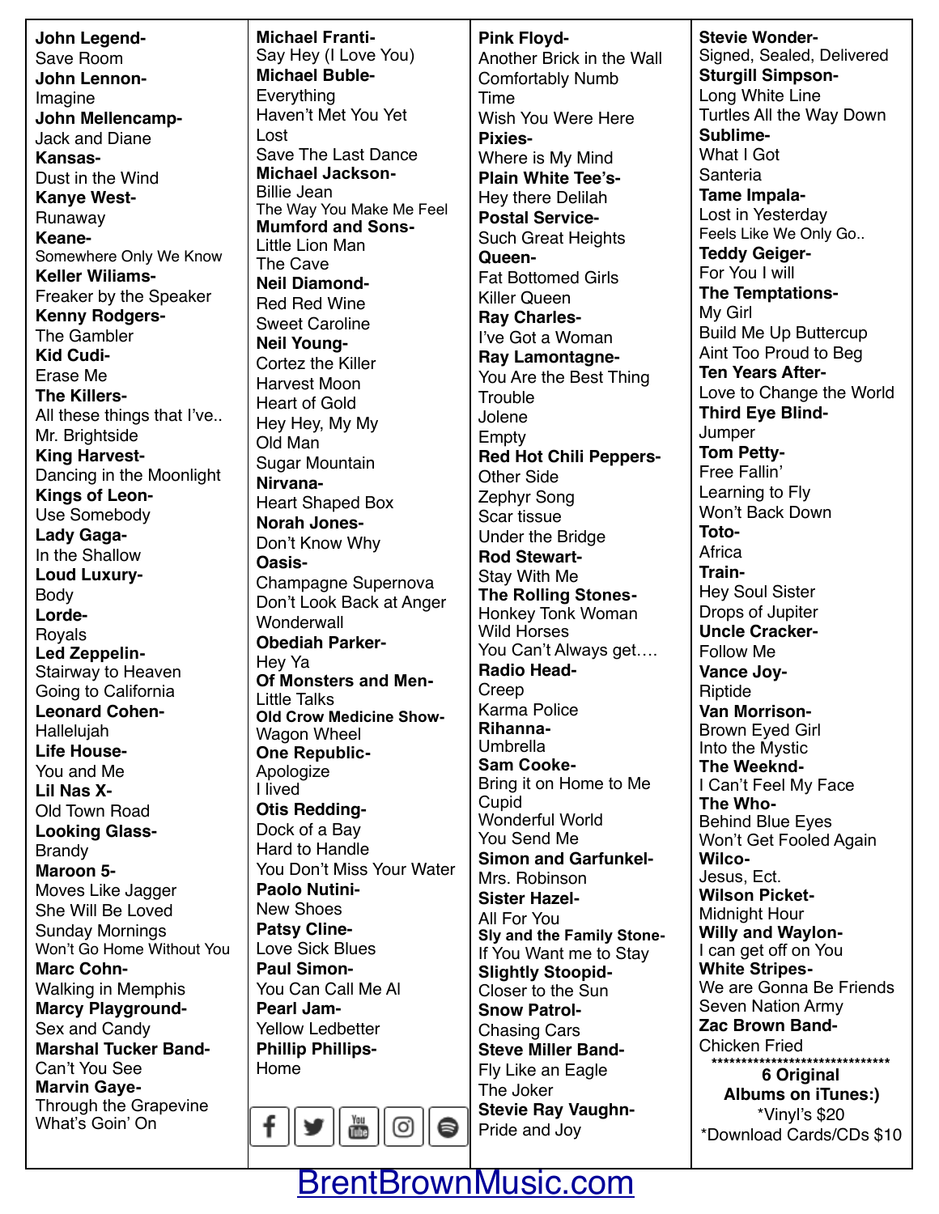**John Legend-**
Save Room
**John Lennon-**
Imagine
**John Mellencamp-**
Jack and Diane
**Kansas-**
Dust in the Wind
**Kanye West-**
Runaway
**Keane-**
Somewhere Only We Know
**Keller Wiliams-**
Freaker by the Speaker
**Kenny Rodgers-**
The Gambler
**Kid Cudi-**
Erase Me
**The Killers-**
All these things that I've..
Mr. Brightside
**King Harvest-**
Dancing in the Moonlight
**Kings of Leon-**
Use Somebody
**Lady Gaga-**
In the Shallow
**Loud Luxury-**
Body
**Lorde-**
Royals
**Led Zeppelin-**
Stairway to Heaven
Going to California
**Leonard Cohen-**
Hallelujah
**Life House-**
You and Me
**Lil Nas X-**
Old Town Road
**Looking Glass-**
Brandy
**Maroon 5-**
Moves Like Jagger
She Will Be Loved
Sunday Mornings
Won't Go Home Without You
**Marc Cohn-**
Walking in Memphis
**Marcy Playground-**
Sex and Candy
**Marshal Tucker Band-**
Can't You See
**Marvin Gaye-**
Through the Grapevine
What's Goin' On

**Michael Franti-**
Say Hey (I Love You)
**Michael Buble-**
Everything
Haven't Met You Yet
Lost
Save The Last Dance
**Michael Jackson-**
Billie Jean
The Way You Make Me Feel
**Mumford and Sons-**
Little Lion Man
The Cave
**Neil Diamond-**
Red Red Wine
Sweet Caroline
**Neil Young-**
Cortez the Killer
Harvest Moon
Heart of Gold
Hey Hey, My My
Old Man
Sugar Mountain
**Nirvana-**
Heart Shaped Box
**Norah Jones-**
Don't Know Why
**Oasis-**
Champagne Supernova
Don't Look Back at Anger
Wonderwall
**Obediah Parker-**
Hey Ya
**Of Monsters and Men-**
Little Talks
**Old Crow Medicine Show-**
Wagon Wheel
**One Republic-**
Apologize
I lived
**Otis Redding-**
Dock of a Bay
Hard to Handle
You Don't Miss Your Water
**Paolo Nutini-**
New Shoes
**Patsy Cline-**
Love Sick Blues
**Paul Simon-**
You Can Call Me Al
**Pearl Jam-**
Yellow Ledbetter
**Phillip Phillips-**
Home

**Pink Floyd-**
Another Brick in the Wall
Comfortably Numb
Time
Wish You Were Here
**Pixies-**
Where is My Mind
**Plain White Tee's-**
Hey there Delilah
**Postal Service-**
Such Great Heights
**Queen-**
Fat Bottomed Girls
Killer Queen
**Ray Charles-**
I've Got a Woman
**Ray Lamontagne-**
You Are the Best Thing
Trouble
Jolene
Empty
**Red Hot Chili Peppers-**
Other Side
Zephyr Song
Scar tissue
Under the Bridge
**Rod Stewart-**
Stay With Me
**The Rolling Stones-**
Honkey Tonk Woman
Wild Horses
You Can't Always get….
**Radio Head-**
Creep
Karma Police
**Rihanna-**
Umbrella
**Sam Cooke-**
Bring it on Home to Me
Cupid
Wonderful World
You Send Me
**Simon and Garfunkel-**
Mrs. Robinson
**Sister Hazel-**
All For You
**Sly and the Family Stone-**
If You Want me to Stay
**Slightly Stoopid-**
Closer to the Sun
**Snow Patrol-**
Chasing Cars
**Steve Miller Band-**
Fly Like an Eagle
The Joker
**Stevie Ray Vaughn-**
Pride and Joy

**Stevie Wonder-**
Signed, Sealed, Delivered
**Sturgill Simpson-**
Long White Line
Turtles All the Way Down
**Sublime-**
What I Got
Santeria
**Tame Impala-**
Lost in Yesterday
Feels Like We Only Go..
**Teddy Geiger-**
For You I will
**The Temptations-**
My Girl
Build Me Up Buttercup
Aint Too Proud to Beg
**Ten Years After-**
Love to Change the World
**Third Eye Blind-**
Jumper
**Tom Petty-**
Free Fallin'
Learning to Fly
Won't Back Down
**Toto-**
Africa
**Train-**
Hey Soul Sister
Drops of Jupiter
**Uncle Cracker-**
Follow Me
**Vance Joy-**
Riptide
**Van Morrison-**
Brown Eyed Girl
Into the Mystic
**The Weeknd-**
I Can't Feel My Face
**The Who-**
Behind Blue Eyes
Won't Get Fooled Again
**Wilco-**
Jesus, Ect.
**Wilson Picket-**
Midnight Hour
**Willy and Waylon-**
I can get off on You
**White Stripes-**
We are Gonna Be Friends
Seven Nation Army
**Zac Brown Band-**
Chicken Fried

******************************

**6 Original Albums on iTunes:)**

*Vinyl's $20

*Download Cards/CDs $10

BrentBrownMusic.com